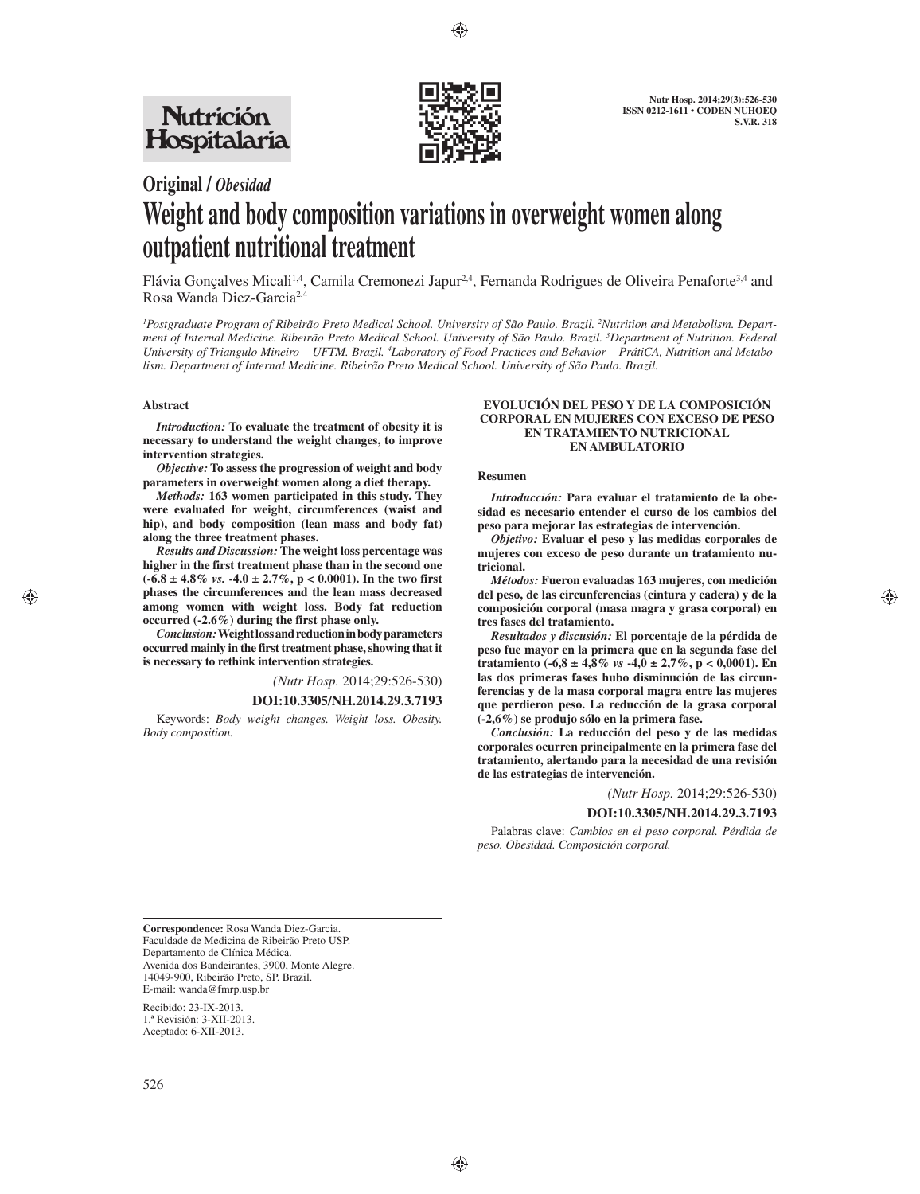# Original / *Obesidad*

# Weight and body composition variations in overweight women along outpatient nutritional treatment

Flávia Gonçalves Micali[1,4], Camila Cremonezi Japur[2,4], Fernanda Rodrigues de Oliveira Penaforte[3,4] and Rosa Wanda Diez-Garcia[2,4]

*[1]Postgraduate Program of Ribeirão Preto Medical School. University of São Paulo. Brazil. [2]Nutrition and Metabolism. Department of Internal Medicine. Ribeirão Preto Medical School. University of São Paulo. Brazil. [3]Department of Nutrition. Federal University of Triangulo Mineiro – UFTM. Brazil. [4]Laboratory of Food Practices and Behavior – PrátiCA, Nutrition and Metabolism. Department of Internal Medicine. Ribeirão Preto Medical School. University of São Paulo. Brazil.*

### Abstract

***Introduction:*** **To evaluate the treatment of obesity it is necessary to understand the weight changes, to improve intervention strategies.**

***Objective:*** **To assess the progression of weight and body parameters in overweight women along a diet therapy.**

***Methods:*** **163 women participated in this study. They were evaluated for weight, circumferences (waist and hip), and body composition (lean mass and body fat) along the three treatment phases.**

***Results and Discussion:*** **The weight loss percentage was higher in the first treatment phase than in the second one (-6.8 ± 4.8%** ***vs.*** **-4.0 ± 2.7%, p < 0.0001). In the two first phases the circumferences and the lean mass decreased among women with weight loss. Body fat reduction occurred (-2.6%) during the first phase only.**

***Conclusion:*** **Weight loss and reduction in body parameters occurred mainly in the first treatment phase, showing that it is necessary to rethink intervention strategies.**

*(Nutr Hosp.* 2014;29:526-530)

**DOI:10.3305/NH.2014.29.3.7193**

Keywords: *Body weight changes. Weight loss. Obesity. Body composition.*

### EVOLUCIÓN DEL PESO Y DE LA COMPOSICIÓN CORPORAL EN MUJERES CON EXCESO DE PESO EN TRATAMIENTO NUTRICIONAL EN AMBULATORIO

### Resumen

***Introducción:*** **Para evaluar el tratamiento de la obesidad es necesario entender el curso de los cambios del peso para mejorar las estrategias de intervención.**

***Objetivo:*** **Evaluar el peso y las medidas corporales de mujeres con exceso de peso durante un tratamiento nutricional.**

***Métodos:*** **Fueron evaluadas 163 mujeres, con medición del peso, de las circunferencias (cintura y cadera) y de la composición corporal (masa magra y grasa corporal) en tres fases del tratamiento.**

***Resultados y discusión:*** **El porcentaje de la pérdida de peso fue mayor en la primera que en la segunda fase del tratamiento (-6,8 ± 4,8%** ***vs*** **-4,0 ± 2,7%, p < 0,0001). En las dos primeras fases hubo disminución de las circunferencias y de la masa corporal magra entre las mujeres que perdieron peso. La reducción de la grasa corporal (-2,6%) se produjo sólo en la primera fase.**

***Conclusión:*** **La reducción del peso y de las medidas corporales ocurren principalmente en la primera fase del tratamiento, alertando para la necesidad de una revisión de las estrategias de intervención.**

*(Nutr Hosp.* 2014;29:526-530)

**DOI:10.3305/NH.2014.29.3.7193**

Palabras clave: *Cambios en el peso corporal. Pérdida de peso. Obesidad. Composición corporal.*

---

**Correspondence:** Rosa Wanda Diez-Garcia.
Faculdade de Medicina de Ribeirão Preto USP.
Departamento de Clínica Médica.
Avenida dos Bandeirantes, 3900, Monte Alegre.
14049-900, Ribeirão Preto, SP. Brazil.
E-mail: wanda@fmrp.usp.br

Recibido: 23-IX-2013.
1.ª Revisión: 3-XII-2013.
Aceptado: 6-XII-2013.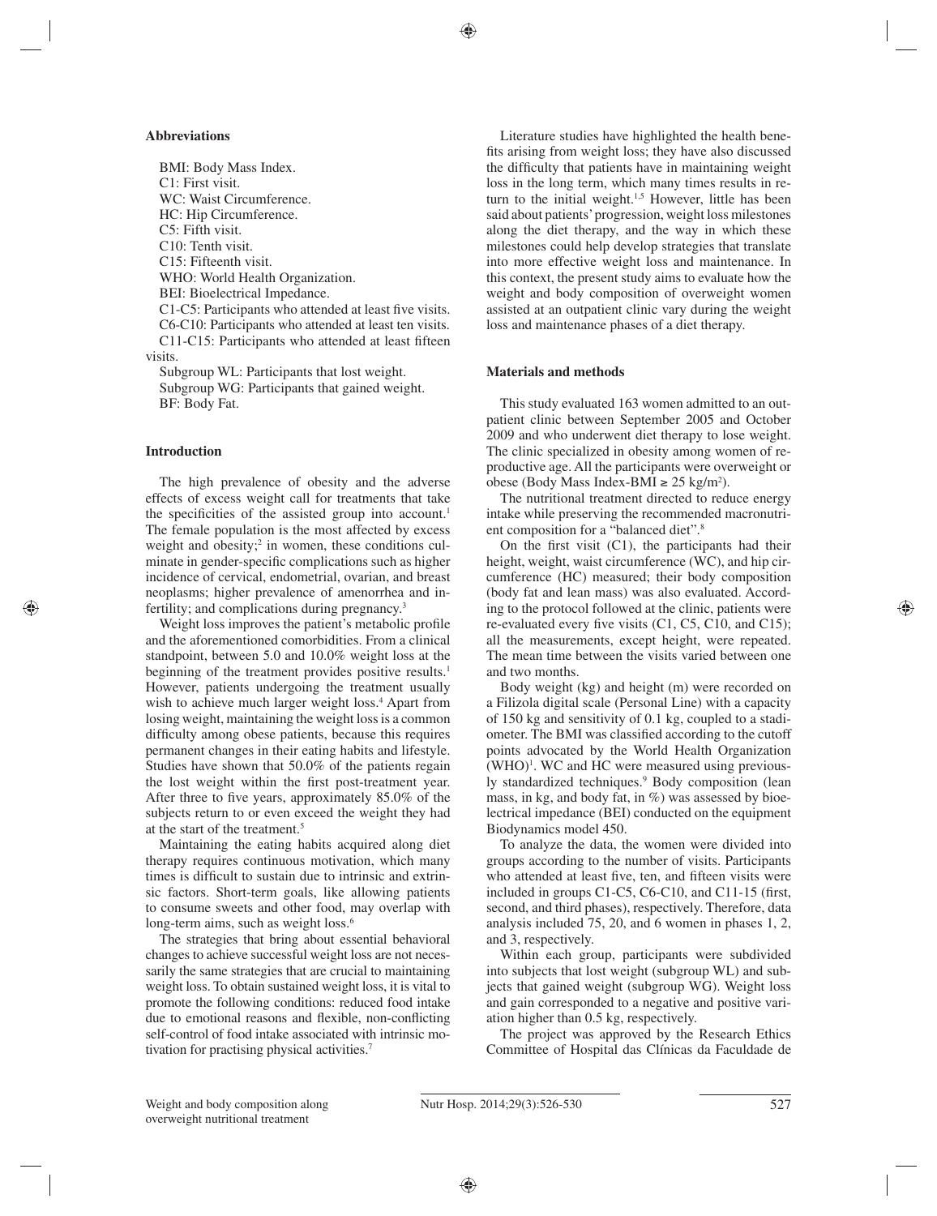## Abbreviations

BMI: Body Mass Index.
C1: First visit.
WC: Waist Circumference.
HC: Hip Circumference.
C5: Fifth visit.
C10: Tenth visit.
C15: Fifteenth visit.
WHO: World Health Organization.
BEI: Bioelectrical Impedance.
C1-C5: Participants who attended at least five visits.
C6-C10: Participants who attended at least ten visits.
C11-C15: Participants who attended at least fifteen visits.
Subgroup WL: Participants that lost weight.
Subgroup WG: Participants that gained weight.
BF: Body Fat.

## Introduction

The high prevalence of obesity and the adverse effects of excess weight call for treatments that take the specificities of the assisted group into account.[1] The female population is the most affected by excess weight and obesity;[2] in women, these conditions culminate in gender-specific complications such as higher incidence of cervical, endometrial, ovarian, and breast neoplasms; higher prevalence of amenorrhea and infertility; and complications during pregnancy.[3]

Weight loss improves the patient's metabolic profile and the aforementioned comorbidities. From a clinical standpoint, between 5.0 and 10.0% weight loss at the beginning of the treatment provides positive results.[1] However, patients undergoing the treatment usually wish to achieve much larger weight loss.[4] Apart from losing weight, maintaining the weight loss is a common difficulty among obese patients, because this requires permanent changes in their eating habits and lifestyle. Studies have shown that 50.0% of the patients regain the lost weight within the first post-treatment year. After three to five years, approximately 85.0% of the subjects return to or even exceed the weight they had at the start of the treatment.[5]

Maintaining the eating habits acquired along diet therapy requires continuous motivation, which many times is difficult to sustain due to intrinsic and extrinsic factors. Short-term goals, like allowing patients to consume sweets and other food, may overlap with long-term aims, such as weight loss.[6]

The strategies that bring about essential behavioral changes to achieve successful weight loss are not necessarily the same strategies that are crucial to maintaining weight loss. To obtain sustained weight loss, it is vital to promote the following conditions: reduced food intake due to emotional reasons and flexible, non-conflicting self-control of food intake associated with intrinsic motivation for practising physical activities.[7]

Literature studies have highlighted the health benefits arising from weight loss; they have also discussed the difficulty that patients have in maintaining weight loss in the long term, which many times results in return to the initial weight.[1,5] However, little has been said about patients' progression, weight loss milestones along the diet therapy, and the way in which these milestones could help develop strategies that translate into more effective weight loss and maintenance. In this context, the present study aims to evaluate how the weight and body composition of overweight women assisted at an outpatient clinic vary during the weight loss and maintenance phases of a diet therapy.

## Materials and methods

This study evaluated 163 women admitted to an outpatient clinic between September 2005 and October 2009 and who underwent diet therapy to lose weight. The clinic specialized in obesity among women of reproductive age. All the participants were overweight or obese (Body Mass Index-BMI $\geq$ 25 kg/m$^2$).

The nutritional treatment directed to reduce energy intake while preserving the recommended macronutrient composition for a "balanced diet".[8]

On the first visit (C1), the participants had their height, weight, waist circumference (WC), and hip circumference (HC) measured; their body composition (body fat and lean mass) was also evaluated. According to the protocol followed at the clinic, patients were re-evaluated every five visits (C1, C5, C10, and C15); all the measurements, except height, were repeated. The mean time between the visits varied between one and two months.

Body weight (kg) and height (m) were recorded on a Filizola digital scale (Personal Line) with a capacity of 150 kg and sensitivity of 0.1 kg, coupled to a stadiometer. The BMI was classified according to the cutoff points advocated by the World Health Organization (WHO)[1]. WC and HC were measured using previously standardized techniques.[9] Body composition (lean mass, in kg, and body fat, in %) was assessed by bioelectrical impedance (BEI) conducted on the equipment Biodynamics model 450.

To analyze the data, the women were divided into groups according to the number of visits. Participants who attended at least five, ten, and fifteen visits were included in groups C1-C5, C6-C10, and C11-15 (first, second, and third phases), respectively. Therefore, data analysis included 75, 20, and 6 women in phases 1, 2, and 3, respectively.

Within each group, participants were subdivided into subjects that lost weight (subgroup WL) and subjects that gained weight (subgroup WG). Weight loss and gain corresponded to a negative and positive variation higher than 0.5 kg, respectively.

The project was approved by the Research Ethics Committee of Hospital das Clínicas da Faculdade de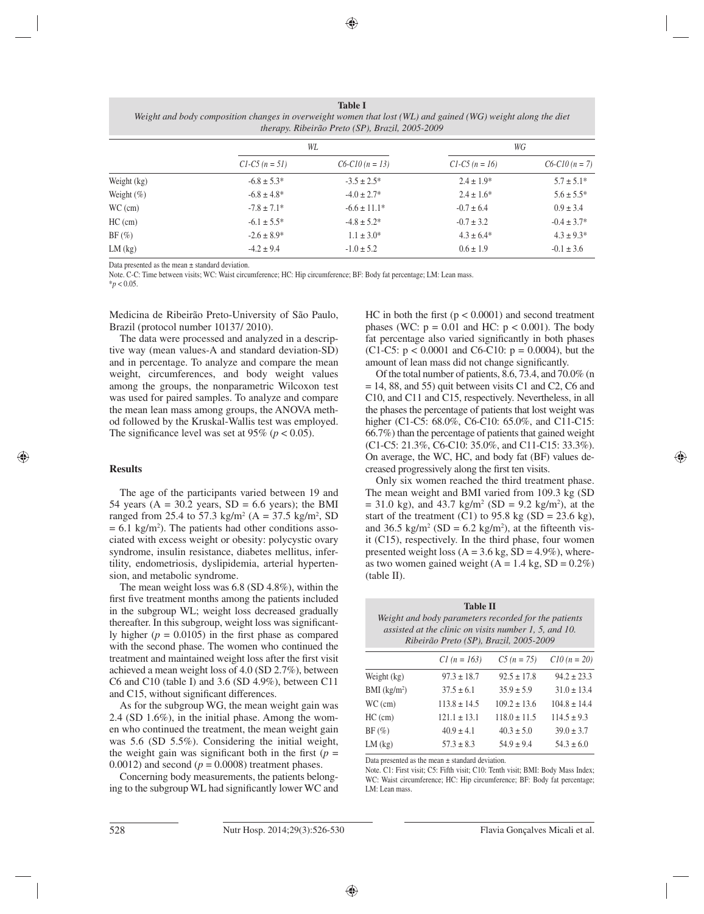**Table I**
*Weight and body composition changes in overweight women that lost (WL) and gained (WG) weight along the diet therapy. Ribeirão Preto (SP), Brazil, 2005-2009*

| | WL | | WG | |
|---|---|---|---|---|
| | *C1-C5 (n = 51)* | *C6-C10 (n = 13)* | *C1-C5 (n = 16)* | *C6-C10 (n = 7)* |
| Weight (kg) | -6.8 ± 5.3* | -3.5 ± 2.5* | 2.4 ± 1.9* | 5.7 ± 5.1* |
| Weight (%) | -6.8 ± 4.8* | -4.0 ± 2.7* | 2.4 ± 1.6* | 5.6 ± 5.5* |
| WC (cm) | -7.8 ± 7.1* | -6.6 ± 11.1* | -0.7 ± 6.4 | 0.9 ± 3.4 |
| HC (cm) | -6.1 ± 5.5* | -4.8 ± 5.2* | -0.7 ± 3.2 | -0.4 ± 3.7* |
| BF (%) | -2.6 ± 8.9* | 1.1 ± 3.0* | 4.3 ± 6.4* | 4.3 ± 9.3* |
| LM (kg) | -4.2 ± 9.4 | -1.0 ± 5.2 | 0.6 ± 1.9 | -0.1 ± 3.6 |

Data presented as the mean ± standard deviation.
Note. C-C: Time between visits; WC: Waist circumference; HC: Hip circumference; BF: Body fat percentage; LM: Lean mass.
*$p < 0.05$.

Medicina de Ribeirão Preto-University of São Paulo, Brazil (protocol number 10137/ 2010).

The data were processed and analyzed in a descriptive way (mean values-A and standard deviation-SD) and in percentage. To analyze and compare the mean weight, circumferences, and body weight values among the groups, the nonparametric Wilcoxon test was used for paired samples. To analyze and compare the mean lean mass among groups, the ANOVA method followed by the Kruskal-Wallis test was employed. The significance level was set at 95% ($p < 0.05$).

## Results

The age of the participants varied between 19 and 54 years (A = 30.2 years, SD = 6.6 years); the BMI ranged from 25.4 to 57.3 kg/m$^2$ (A = 37.5 kg/m$^2$, SD = 6.1 kg/m$^2$). The patients had other conditions associated with excess weight or obesity: polycystic ovary syndrome, insulin resistance, diabetes mellitus, infertility, endometriosis, dyslipidemia, arterial hypertension, and metabolic syndrome.

The mean weight loss was 6.8 (SD 4.8%), within the first five treatment months among the patients included in the subgroup WL; weight loss decreased gradually thereafter. In this subgroup, weight loss was significantly higher ($p = 0.0105$) in the first phase as compared with the second phase. The women who continued the treatment and maintained weight loss after the first visit achieved a mean weight loss of 4.0 (SD 2.7%), between C6 and C10 (table I) and 3.6 (SD 4.9%), between C11 and C15, without significant differences.

As for the subgroup WG, the mean weight gain was 2.4 (SD 1.6%), in the initial phase. Among the women who continued the treatment, the mean weight gain was 5.6 (SD 5.5%). Considering the initial weight, the weight gain was significant both in the first ($p = 0.0012$) and second ($p = 0.0008$) treatment phases.

Concerning body measurements, the patients belonging to the subgroup WL had significantly lower WC and HC in both the first ($p < 0.0001$) and second treatment phases (WC: $p = 0.01$ and HC: $p < 0.001$). The body fat percentage also varied significantly in both phases (C1-C5: $p < 0.0001$ and C6-C10: $p = 0.0004$), but the amount of lean mass did not change significantly.

Of the total number of patients, 8.6, 73.4, and 70.0% (n = 14, 88, and 55) quit between visits C1 and C2, C6 and C10, and C11 and C15, respectively. Nevertheless, in all the phases the percentage of patients that lost weight was higher (C1-C5: 68.0%, C6-C10: 65.0%, and C11-C15: 66.7%) than the percentage of patients that gained weight (C1-C5: 21.3%, C6-C10: 35.0%, and C11-C15: 33.3%). On average, the WC, HC, and body fat (BF) values decreased progressively along the first ten visits.

Only six women reached the third treatment phase. The mean weight and BMI varied from 109.3 kg (SD = 31.0 kg), and 43.7 kg/m$^2$ (SD = 9.2 kg/m$^2$), at the start of the treatment (C1) to 95.8 kg (SD = 23.6 kg), and 36.5 kg/m$^2$ (SD = 6.2 kg/m$^2$), at the fifteenth visit (C15), respectively. In the third phase, four women presented weight loss (A = 3.6 kg, SD = 4.9%), whereas two women gained weight (A = 1.4 kg, SD = 0.2%) (table II).

**Table II**
*Weight and body parameters recorded for the patients assisted at the clinic on visits number 1, 5, and 10. Ribeirão Preto (SP), Brazil, 2005-2009*

| | *C1 (n = 163)* | *C5 (n = 75)* | *C10 (n = 20)* |
|---|---|---|---|
| Weight (kg) | 97.3 ± 18.7 | 92.5 ± 17.8 | 94.2 ± 23.3 |
| BMI (kg/m$^2$) | 37.5 ± 6.1 | 35.9 ± 5.9 | 31.0 ± 13.4 |
| WC (cm) | 113.8 ± 14.5 | 109.2 ± 13.6 | 104.8 ± 14.4 |
| HC (cm) | 121.1 ± 13.1 | 118.0 ± 11.5 | 114.5 ± 9.3 |
| BF (%) | 40.9 ± 4.1 | 40.3 ± 5.0 | 39.0 ± 3.7 |
| LM (kg) | 57.3 ± 8.3 | 54.9 ± 9.4 | 54.3 ± 6.0 |

Data presented as the mean ± standard deviation.
Note. C1: First visit; C5: Fifth visit; C10: Tenth visit; BMI: Body Mass Index; WC: Waist circumference; HC: Hip circumference; BF: Body fat percentage; LM: Lean mass.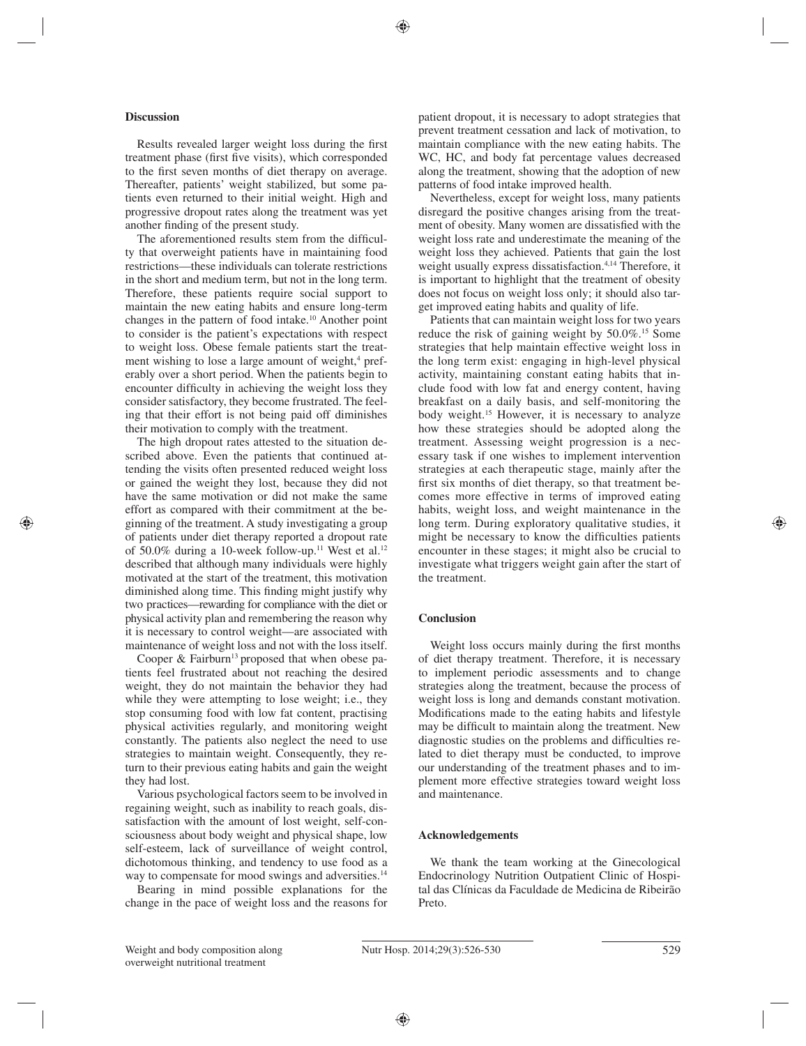## Discussion

Results revealed larger weight loss during the first treatment phase (first five visits), which corresponded to the first seven months of diet therapy on average. Thereafter, patients' weight stabilized, but some patients even returned to their initial weight. High and progressive dropout rates along the treatment was yet another finding of the present study.

The aforementioned results stem from the difficulty that overweight patients have in maintaining food restrictions—these individuals can tolerate restrictions in the short and medium term, but not in the long term. Therefore, these patients require social support to maintain the new eating habits and ensure long-term changes in the pattern of food intake.[10] Another point to consider is the patient's expectations with respect to weight loss. Obese female patients start the treatment wishing to lose a large amount of weight,[4] preferably over a short period. When the patients begin to encounter difficulty in achieving the weight loss they consider satisfactory, they become frustrated. The feeling that their effort is not being paid off diminishes their motivation to comply with the treatment.

The high dropout rates attested to the situation described above. Even the patients that continued attending the visits often presented reduced weight loss or gained the weight they lost, because they did not have the same motivation or did not make the same effort as compared with their commitment at the beginning of the treatment. A study investigating a group of patients under diet therapy reported a dropout rate of 50.0% during a 10-week follow-up.[11] West et al.[12] described that although many individuals were highly motivated at the start of the treatment, this motivation diminished along time. This finding might justify why two practices—rewarding for compliance with the diet or physical activity plan and remembering the reason why it is necessary to control weight—are associated with maintenance of weight loss and not with the loss itself.

Cooper & Fairburn[13] proposed that when obese patients feel frustrated about not reaching the desired weight, they do not maintain the behavior they had while they were attempting to lose weight; i.e., they stop consuming food with low fat content, practising physical activities regularly, and monitoring weight constantly. The patients also neglect the need to use strategies to maintain weight. Consequently, they return to their previous eating habits and gain the weight they had lost.

Various psychological factors seem to be involved in regaining weight, such as inability to reach goals, dissatisfaction with the amount of lost weight, self-consciousness about body weight and physical shape, low self-esteem, lack of surveillance of weight control, dichotomous thinking, and tendency to use food as a way to compensate for mood swings and adversities.[14]

Bearing in mind possible explanations for the change in the pace of weight loss and the reasons for patient dropout, it is necessary to adopt strategies that prevent treatment cessation and lack of motivation, to maintain compliance with the new eating habits. The WC, HC, and body fat percentage values decreased along the treatment, showing that the adoption of new patterns of food intake improved health.

Nevertheless, except for weight loss, many patients disregard the positive changes arising from the treatment of obesity. Many women are dissatisfied with the weight loss rate and underestimate the meaning of the weight loss they achieved. Patients that gain the lost weight usually express dissatisfaction.[4,14] Therefore, it is important to highlight that the treatment of obesity does not focus on weight loss only; it should also target improved eating habits and quality of life.

Patients that can maintain weight loss for two years reduce the risk of gaining weight by 50.0%.[15] Some strategies that help maintain effective weight loss in the long term exist: engaging in high-level physical activity, maintaining constant eating habits that include food with low fat and energy content, having breakfast on a daily basis, and self-monitoring the body weight.[15] However, it is necessary to analyze how these strategies should be adopted along the treatment. Assessing weight progression is a necessary task if one wishes to implement intervention strategies at each therapeutic stage, mainly after the first six months of diet therapy, so that treatment becomes more effective in terms of improved eating habits, weight loss, and weight maintenance in the long term. During exploratory qualitative studies, it might be necessary to know the difficulties patients encounter in these stages; it might also be crucial to investigate what triggers weight gain after the start of the treatment.

## Conclusion

Weight loss occurs mainly during the first months of diet therapy treatment. Therefore, it is necessary to implement periodic assessments and to change strategies along the treatment, because the process of weight loss is long and demands constant motivation. Modifications made to the eating habits and lifestyle may be difficult to maintain along the treatment. New diagnostic studies on the problems and difficulties related to diet therapy must be conducted, to improve our understanding of the treatment phases and to implement more effective strategies toward weight loss and maintenance.

## Acknowledgements

We thank the team working at the Ginecological Endocrinology Nutrition Outpatient Clinic of Hospital das Clínicas da Faculdade de Medicina de Ribeirão Preto.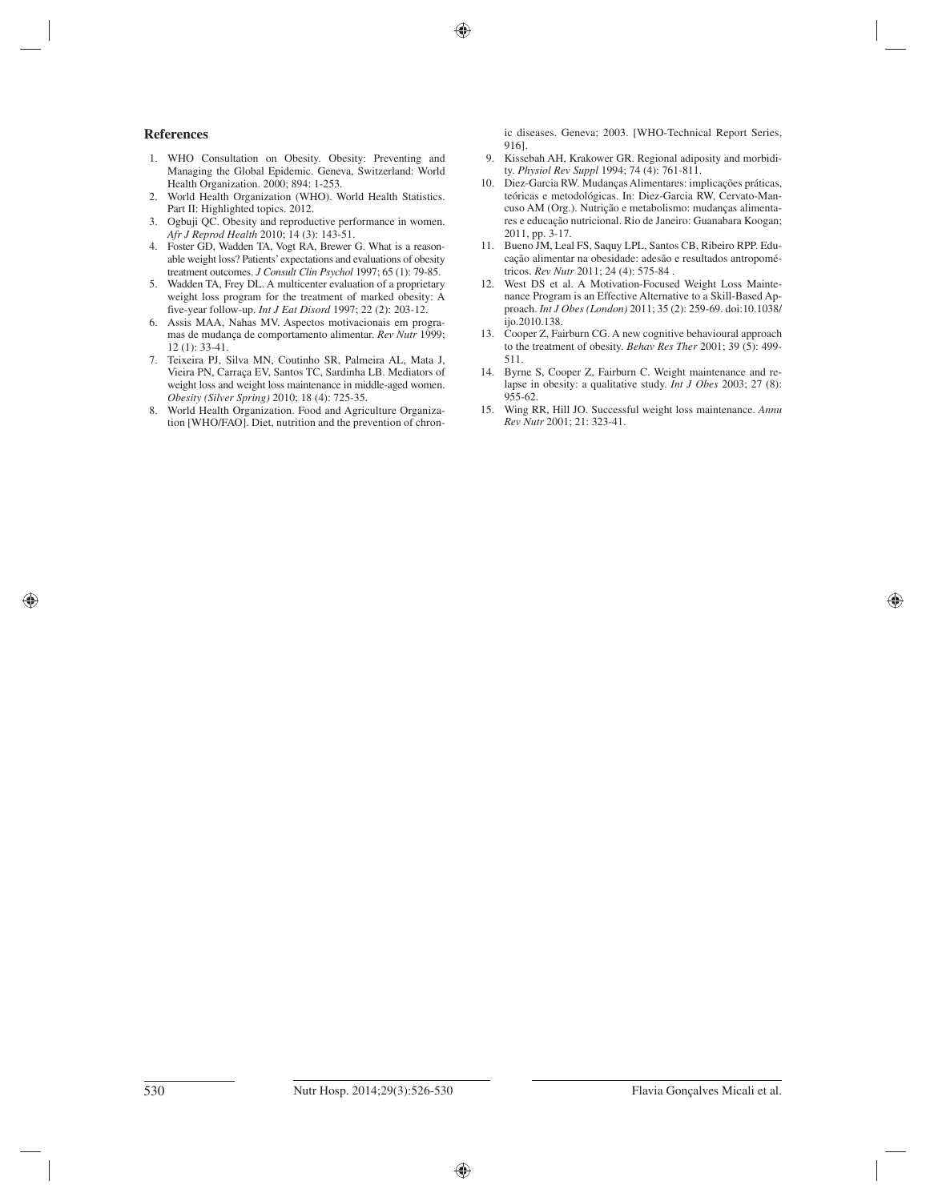## References

1. WHO Consultation on Obesity. Obesity: Preventing and Managing the Global Epidemic. Geneva, Switzerland: World Health Organization. 2000; 894: 1-253.
2. World Health Organization (WHO). World Health Statistics. Part II: Highlighted topics. 2012.
3. Ogbuji QC. Obesity and reproductive performance in women. *Afr J Reprod Health* 2010; 14 (3): 143-51.
4. Foster GD, Wadden TA, Vogt RA, Brewer G. What is a reasonable weight loss? Patients' expectations and evaluations of obesity treatment outcomes. *J Consult Clin Psychol* 1997; 65 (1): 79-85.
5. Wadden TA, Frey DL. A multicenter evaluation of a proprietary weight loss program for the treatment of marked obesity: A five-year follow-up. *Int J Eat Disord* 1997; 22 (2): 203-12.
6. Assis MAA, Nahas MV. Aspectos motivacionais em programas de mudança de comportamento alimentar. *Rev Nutr* 1999; 12 (1): 33-41.
7. Teixeira PJ, Silva MN, Coutinho SR, Palmeira AL, Mata J, Vieira PN, Carraça EV, Santos TC, Sardinha LB. Mediators of weight loss and weight loss maintenance in middle-aged women. *Obesity (Silver Spring)* 2010; 18 (4): 725-35.
8. World Health Organization. Food and Agriculture Organization [WHO/FAO]. Diet, nutrition and the prevention of chronic diseases. Geneva; 2003. [WHO-Technical Report Series, 916].
9. Kissebah AH, Krakower GR. Regional adiposity and morbidity. *Physiol Rev Suppl* 1994; 74 (4): 761-811.
10. Diez-Garcia RW. Mudanças Alimentares: implicações práticas, teóricas e metodológicas. In: Diez-Garcia RW, Cervato-Mancuso AM (Org.). Nutrição e metabolismo: mudanças alimentares e educação nutricional. Rio de Janeiro: Guanabara Koogan; 2011, pp. 3-17.
11. Bueno JM, Leal FS, Saquy LPL, Santos CB, Ribeiro RPP. Educação alimentar na obesidade: adesão e resultados antropométricos. *Rev Nutr* 2011; 24 (4): 575-84 .
12. West DS et al. A Motivation-Focused Weight Loss Maintenance Program is an Effective Alternative to a Skill-Based Approach. *Int J Obes (London)* 2011; 35 (2): 259-69. doi:10.1038/ijo.2010.138.
13. Cooper Z, Fairburn CG. A new cognitive behavioural approach to the treatment of obesity. *Behav Res Ther* 2001; 39 (5): 499-511.
14. Byrne S, Cooper Z, Fairburn C. Weight maintenance and relapse in obesity: a qualitative study. *Int J Obes* 2003; 27 (8): 955-62.
15. Wing RR, Hill JO. Successful weight loss maintenance. *Annu Rev Nutr* 2001; 21: 323-41.